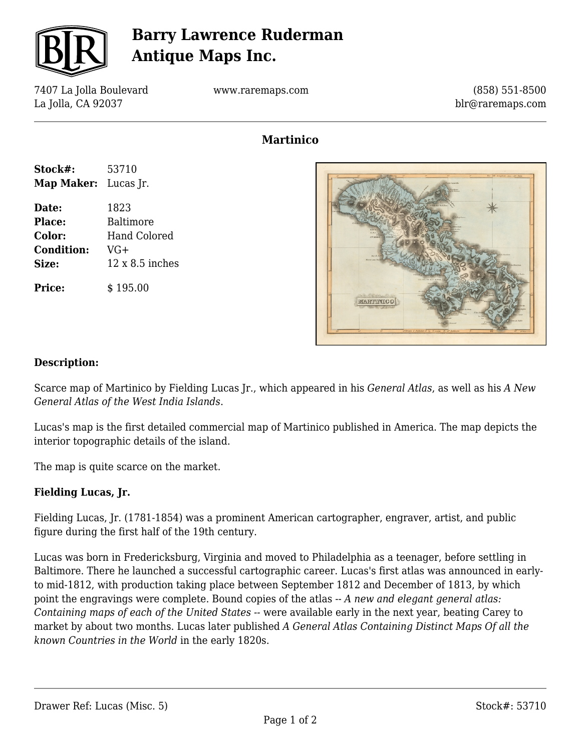# Barry Lawrence Ruderman Antique Maps Inc.

7407 La Jolla Boulevard
La Jolla, CA 92037

www.raremaps.com

(858) 551-8500
blr@raremaps.com

## Martinico

**Stock#:** 53710
**Map Maker:** Lucas Jr.

**Date:** 1823
**Place:** Baltimore
**Color:** Hand Colored
**Condition:** VG+
**Size:** 12 x 8.5 inches

**Price:** $ 195.00

### Description:

Scarce map of Martinico by Fielding Lucas Jr., which appeared in his *General Atlas*, as well as his *A New General Atlas of the West India Islands*.

Lucas's map is the first detailed commercial map of Martinico published in America. The map depicts the interior topographic details of the island.

The map is quite scarce on the market.

### Fielding Lucas, Jr.

Fielding Lucas, Jr. (1781-1854) was a prominent American cartographer, engraver, artist, and public figure during the first half of the 19th century.

Lucas was born in Fredericksburg, Virginia and moved to Philadelphia as a teenager, before settling in Baltimore. There he launched a successful cartographic career. Lucas's first atlas was announced in early- to mid-1812, with production taking place between September 1812 and December of 1813, by which point the engravings were complete. Bound copies of the atlas -- *A new and elegant general atlas: Containing maps of each of the United States* -- were available early in the next year, beating Carey to market by about two months. Lucas later published *A General Atlas Containing Distinct Maps Of all the known Countries in the World* in the early 1820s.

Drawer Ref: Lucas (Misc. 5)

Stock#: 53710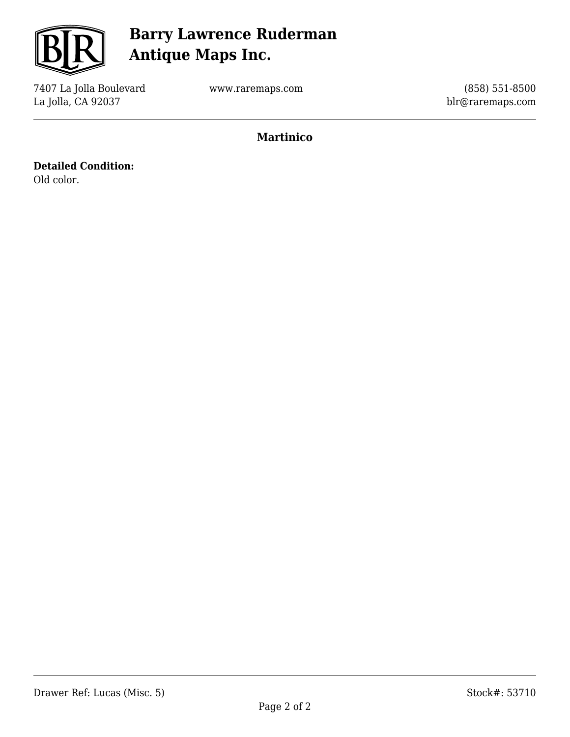**Martinico**

**Detailed Condition:**
Old color.